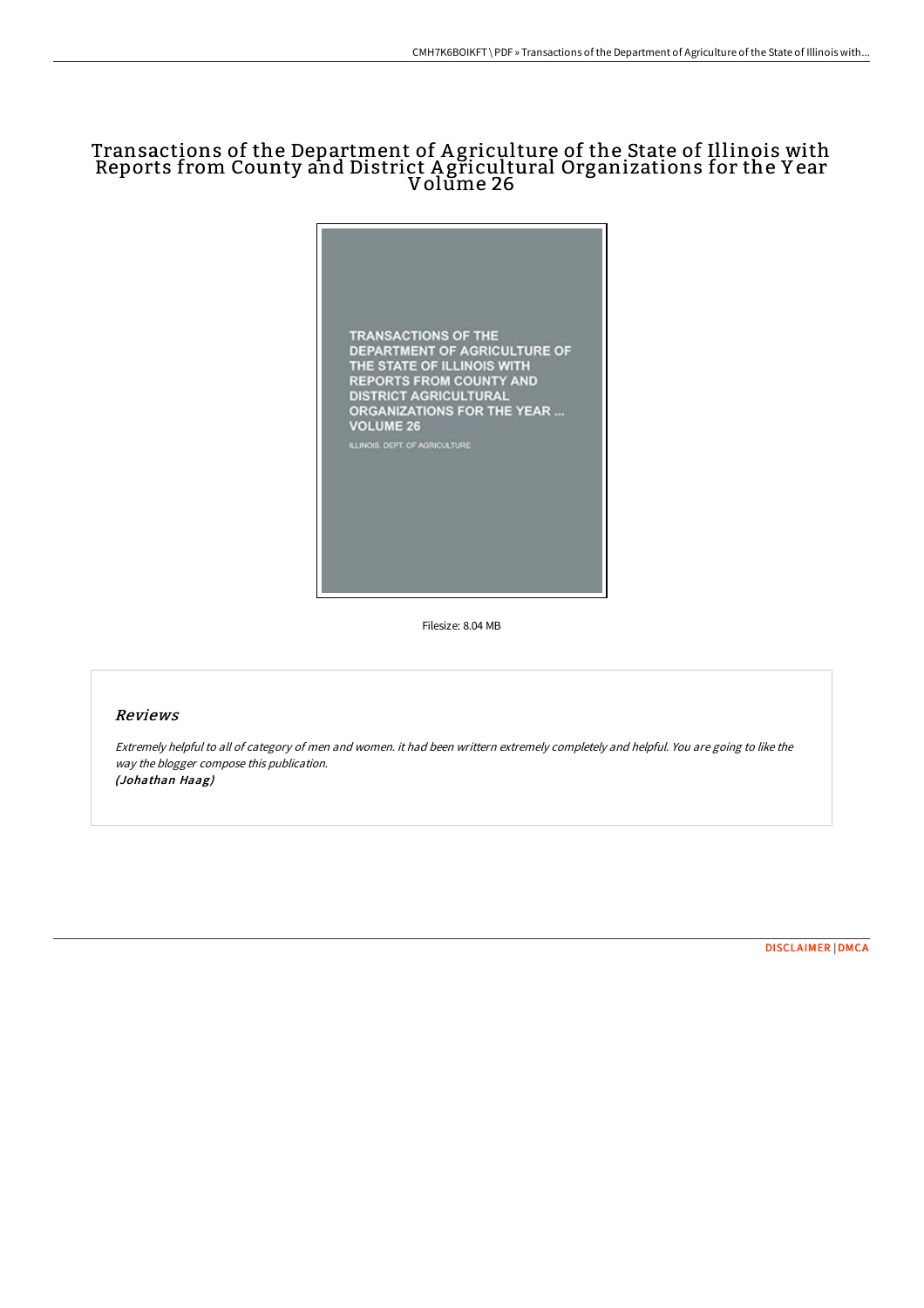# Transactions of the Department of Agriculture of the State of Illinois with Reports from County and District Agricultural Organizations for the Year Volume 26

TRANSACTIONS OF THE DEPARTMENT OF AGRICULTURE OF THE STATE OF ILLINOIS WITH REPORTS FROM COUNTY AND DISTRICT AGRICULTURAL ORGANIZATIONS FOR THE YEAR ... VOLUME 26

ILLINOIS. DEPT. OF AGRICULTURE

Filesize: 8.04 MB

## Reviews

*Extremely helpful to all of category of men and women. it had been writtern extremely completely and helpful. You are going to like the way the blogger compose this publication.*
*(Johathan Haag)*

DISCLAIMER | DMCA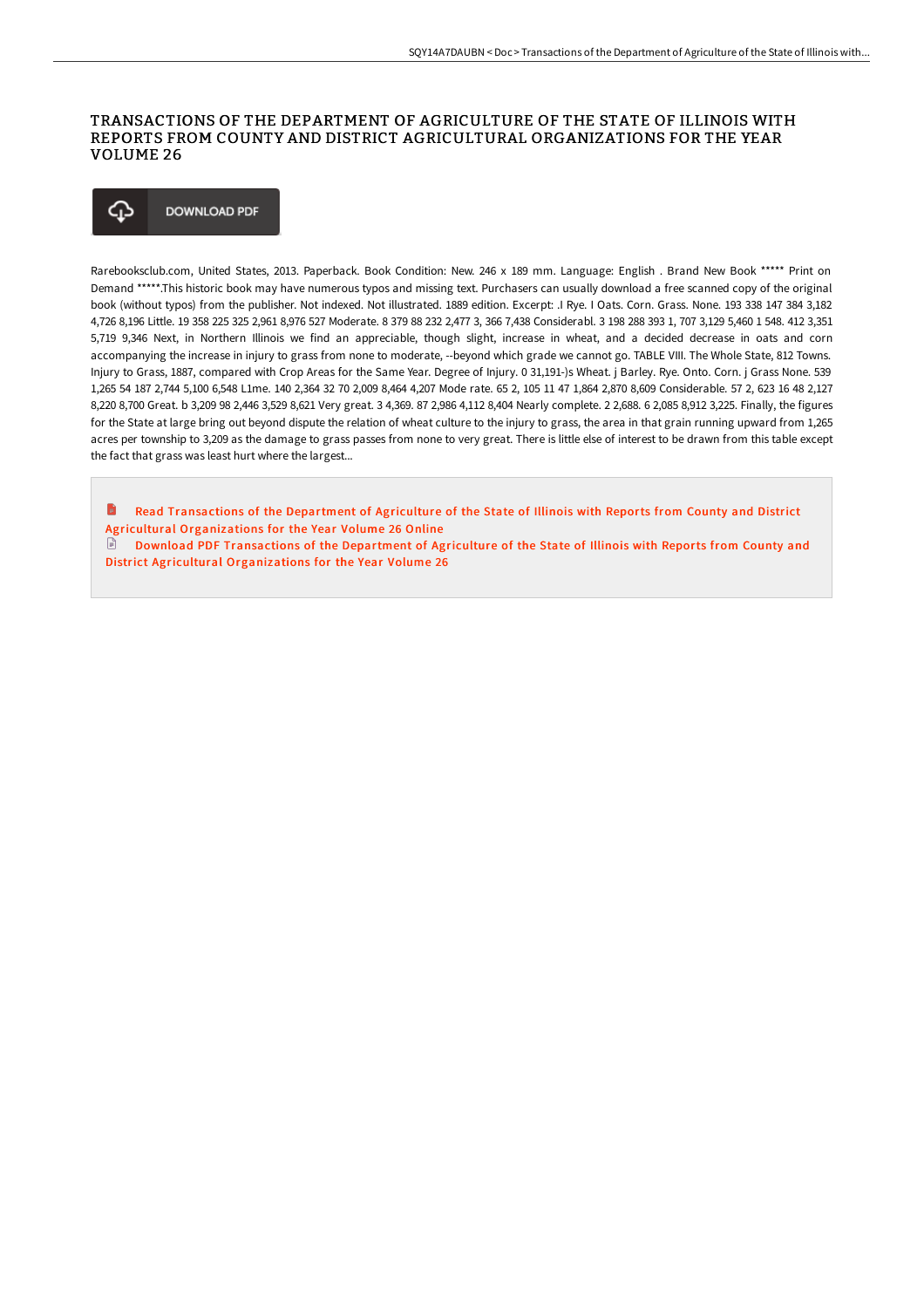# TRANSACTIONS OF THE DEPARTMENT OF AGRICULTURE OF THE STATE OF ILLINOIS WITH REPORTS FROM COUNTY AND DISTRICT AGRICULTURAL ORGANIZATIONS FOR THE YEAR VOLUME 26

DOWNLOAD PDF

Rarebooksclub.com, United States, 2013. Paperback. Book Condition: New. 246 x 189 mm. Language: English . Brand New Book ***** Print on Demand *****.This historic book may have numerous typos and missing text. Purchasers can usually download a free scanned copy of the original book (without typos) from the publisher. Not indexed. Not illustrated. 1889 edition. Excerpt: .I Rye. I Oats. Corn. Grass. None. 193 338 147 384 3,182 4,726 8,196 Little. 19 358 225 325 2,961 8,976 527 Moderate. 8 379 88 232 2,477 3, 366 7,438 Considerabl. 3 198 288 393 1, 707 3,129 5,460 1 548. 412 3,351 5,719 9,346 Next, in Northern Illinois we find an appreciable, though slight, increase in wheat, and a decided decrease in oats and corn accompanying the increase in injury to grass from none to moderate, --beyond which grade we cannot go. TABLE VIII. The Whole State, 812 Towns. Injury to Grass, 1887, compared with Crop Areas for the Same Year. Degree of Injury. 0 31,191-)s Wheat. j Barley. Rye. Onto. Corn. j Grass None. 539 1,265 54 187 2,744 5,100 6,548 L1me. 140 2,364 32 70 2,009 8,464 4,207 Mode rate. 65 2, 105 11 47 1,864 2,870 8,609 Considerable. 57 2, 623 16 48 2,127 8,220 8,700 Great. b 3,209 98 2,446 3,529 8,621 Very great. 3 4,369. 87 2,986 4,112 8,404 Nearly complete. 2 2,688. 6 2,085 8,912 3,225. Finally, the figures for the State at large bring out beyond dispute the relation of wheat culture to the injury to grass, the area in that grain running upward from 1,265 acres per township to 3,209 as the damage to grass passes from none to very great. There is little else of interest to be drawn from this table except the fact that grass was least hurt where the largest...

Read Transactions of the Department of Agriculture of the State of Illinois with Reports from County and District Agricultural Organizations for the Year Volume 26 Online

Download PDF Transactions of the Department of Agriculture of the State of Illinois with Reports from County and District Agricultural Organizations for the Year Volume 26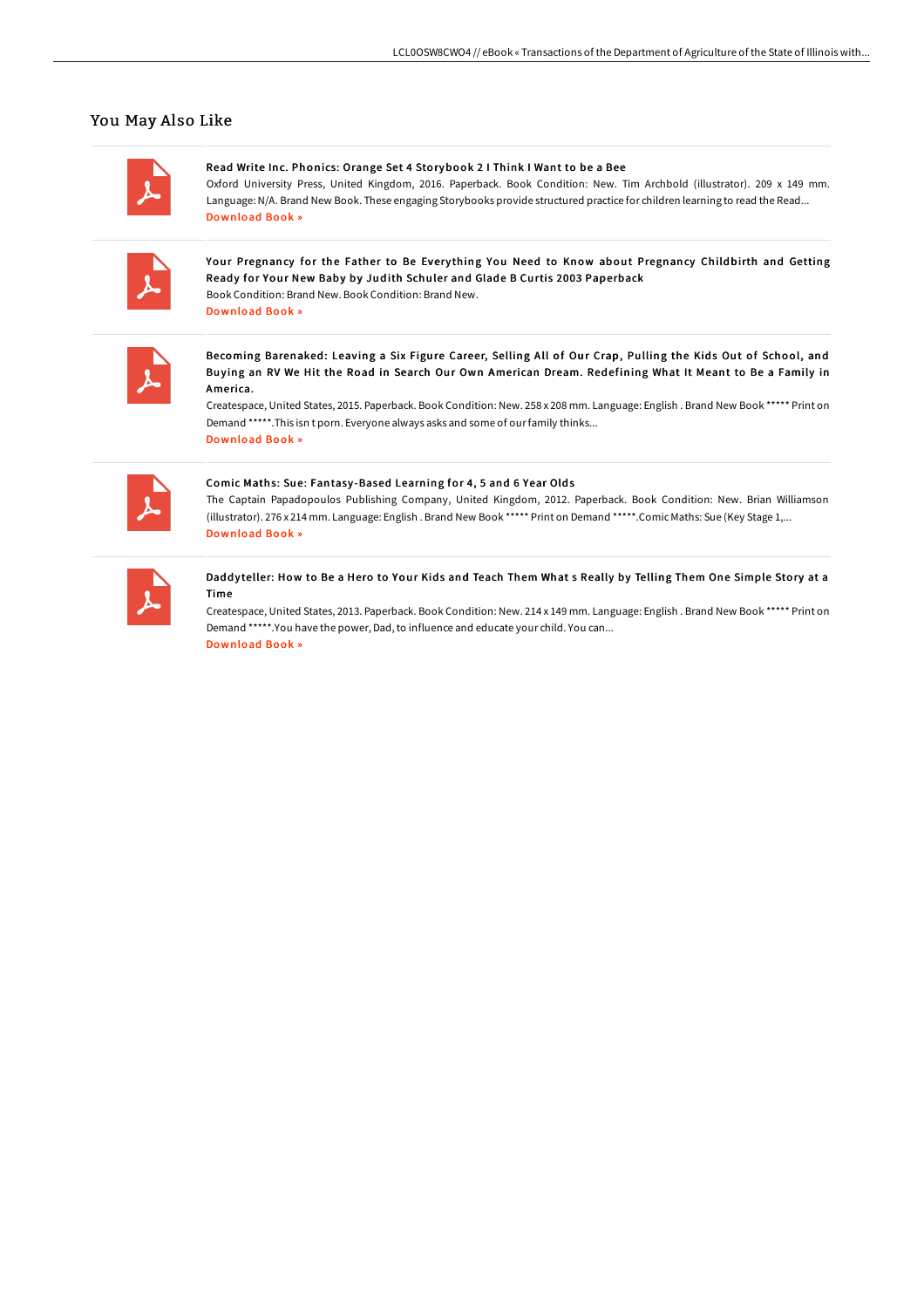## You May Also Like

**Read Write Inc. Phonics: Orange Set 4 Storybook 2 I Think I Want to be a Bee**

Oxford University Press, United Kingdom, 2016. Paperback. Book Condition: New. Tim Archbold (illustrator). 209 x 149 mm. Language: N/A. Brand New Book. These engaging Storybooks provide structured practice for children learning to read the Read...

Download Book »

**Your Pregnancy for the Father to Be Everything You Need to Know about Pregnancy Childbirth and Getting Ready for Your New Baby by Judith Schuler and Glade B Curtis 2003 Paperback**

Book Condition: Brand New. Book Condition: Brand New.

Download Book »

**Becoming Barenaked: Leaving a Six Figure Career, Selling All of Our Crap, Pulling the Kids Out of School, and Buying an RV We Hit the Road in Search Our Own American Dream. Redefining What It Meant to Be a Family in America.**

Createspace, United States, 2015. Paperback. Book Condition: New. 258 x 208 mm. Language: English . Brand New Book ***** Print on Demand *****.This isn t porn. Everyone always asks and some of our family thinks...

Download Book »

**Comic Maths: Sue: Fantasy-Based Learning for 4, 5 and 6 Year Olds**

The Captain Papadopoulos Publishing Company, United Kingdom, 2012. Paperback. Book Condition: New. Brian Williamson (illustrator). 276 x 214 mm. Language: English . Brand New Book ***** Print on Demand *****.Comic Maths: Sue (Key Stage 1,...

Download Book »

**Daddyteller: How to Be a Hero to Your Kids and Teach Them What s Really by Telling Them One Simple Story at a Time**

Createspace, United States, 2013. Paperback. Book Condition: New. 214 x 149 mm. Language: English . Brand New Book ***** Print on Demand *****.You have the power, Dad, to influence and educate your child. You can...

Download Book »